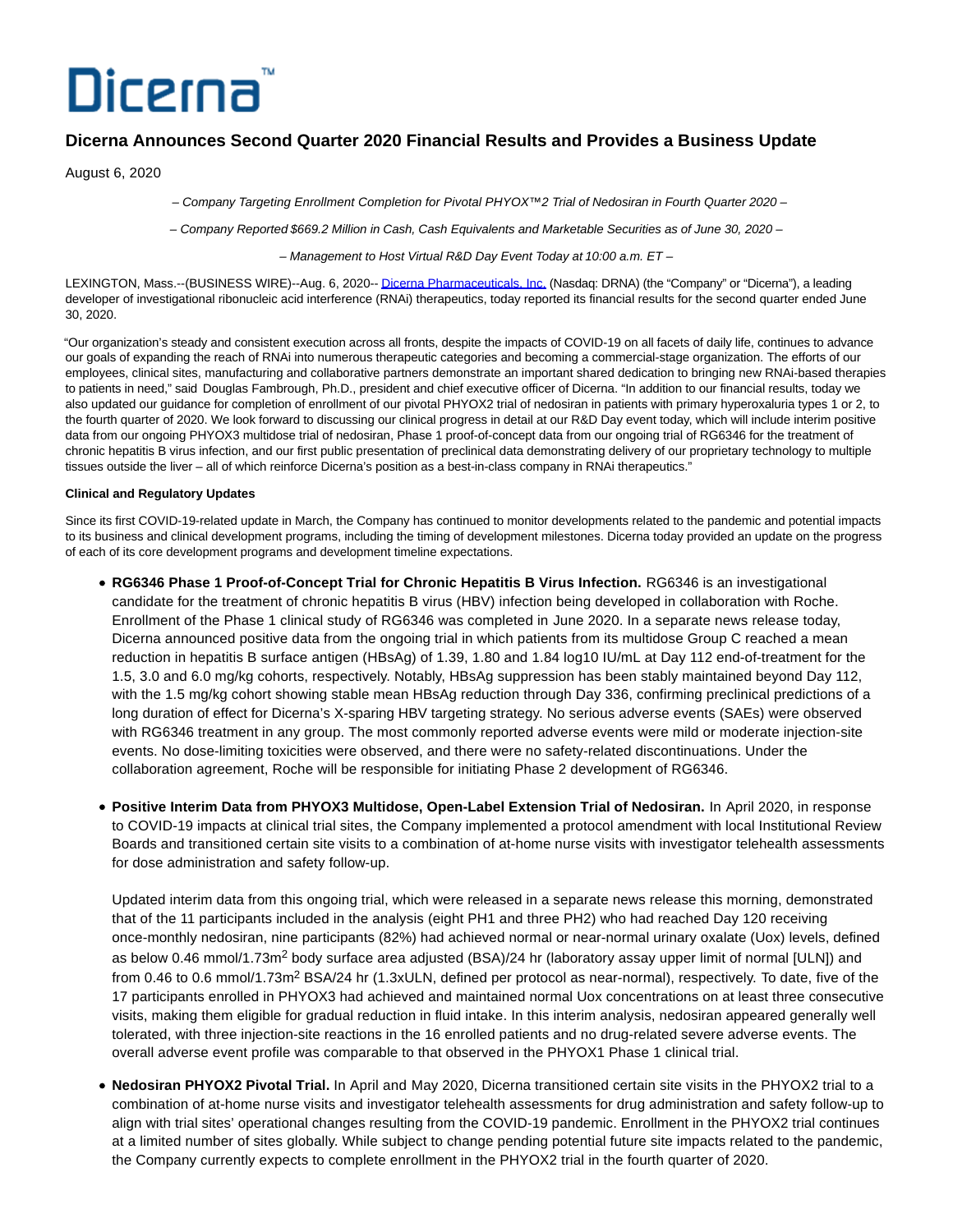# Dicerna™

## Dicerna Announces Second Quarter 2020 Financial Results and Provides a Business Update

August 6, 2020

*– Company Targeting Enrollment Completion for Pivotal PHYOX™2 Trial of Nedosiran in Fourth Quarter 2020 –*

*– Company Reported $669.2 Million in Cash, Cash Equivalents and Marketable Securities as of June 30, 2020 –*

*– Management to Host Virtual R&D Day Event Today at 10:00 a.m. ET –*

LEXINGTON, Mass.--(BUSINESS WIRE)--Aug. 6, 2020-- Dicerna Pharmaceuticals, Inc. (Nasdaq: DRNA) (the "Company" or "Dicerna"), a leading developer of investigational ribonucleic acid interference (RNAi) therapeutics, today reported its financial results for the second quarter ended June 30, 2020.

"Our organization's steady and consistent execution across all fronts, despite the impacts of COVID-19 on all facets of daily life, continues to advance our goals of expanding the reach of RNAi into numerous therapeutic categories and becoming a commercial-stage organization. The efforts of our employees, clinical sites, manufacturing and collaborative partners demonstrate an important shared dedication to bringing new RNAi-based therapies to patients in need," said Douglas Fambrough, Ph.D., president and chief executive officer of Dicerna. "In addition to our financial results, today we also updated our guidance for completion of enrollment of our pivotal PHYOX2 trial of nedosiran in patients with primary hyperoxaluria types 1 or 2, to the fourth quarter of 2020. We look forward to discussing our clinical progress in detail at our R&D Day event today, which will include interim positive data from our ongoing PHYOX3 multidose trial of nedosiran, Phase 1 proof-of-concept data from our ongoing trial of RG6346 for the treatment of chronic hepatitis B virus infection, and our first public presentation of preclinical data demonstrating delivery of our proprietary technology to multiple tissues outside the liver – all of which reinforce Dicerna's position as a best-in-class company in RNAi therapeutics."

**Clinical and Regulatory Updates**

Since its first COVID-19-related update in March, the Company has continued to monitor developments related to the pandemic and potential impacts to its business and clinical development programs, including the timing of development milestones. Dicerna today provided an update on the progress of each of its core development programs and development timeline expectations.

- **RG6346 Phase 1 Proof-of-Concept Trial for Chronic Hepatitis B Virus Infection.** RG6346 is an investigational candidate for the treatment of chronic hepatitis B virus (HBV) infection being developed in collaboration with Roche. Enrollment of the Phase 1 clinical study of RG6346 was completed in June 2020. In a separate news release today, Dicerna announced positive data from the ongoing trial in which patients from its multidose Group C reached a mean reduction in hepatitis B surface antigen (HBsAg) of 1.39, 1.80 and 1.84 log10 IU/mL at Day 112 end-of-treatment for the 1.5, 3.0 and 6.0 mg/kg cohorts, respectively. Notably, HBsAg suppression has been stably maintained beyond Day 112, with the 1.5 mg/kg cohort showing stable mean HBsAg reduction through Day 336, confirming preclinical predictions of a long duration of effect for Dicerna's X-sparing HBV targeting strategy. No serious adverse events (SAEs) were observed with RG6346 treatment in any group. The most commonly reported adverse events were mild or moderate injection-site events. No dose-limiting toxicities were observed, and there were no safety-related discontinuations. Under the collaboration agreement, Roche will be responsible for initiating Phase 2 development of RG6346.

- **Positive Interim Data from PHYOX3 Multidose, Open-Label Extension Trial of Nedosiran.** In April 2020, in response to COVID-19 impacts at clinical trial sites, the Company implemented a protocol amendment with local Institutional Review Boards and transitioned certain site visits to a combination of at-home nurse visits with investigator telehealth assessments for dose administration and safety follow-up.

  Updated interim data from this ongoing trial, which were released in a separate news release this morning, demonstrated that of the 11 participants included in the analysis (eight PH1 and three PH2) who had reached Day 120 receiving once-monthly nedosiran, nine participants (82%) had achieved normal or near-normal urinary oxalate (Uox) levels, defined as below 0.46 mmol/1.73m$^2$ body surface area adjusted (BSA)/24 hr (laboratory assay upper limit of normal [ULN]) and from 0.46 to 0.6 mmol/1.73m$^2$ BSA/24 hr (1.3xULN, defined per protocol as near-normal), respectively. To date, five of the 17 participants enrolled in PHYOX3 had achieved and maintained normal Uox concentrations on at least three consecutive visits, making them eligible for gradual reduction in fluid intake. In this interim analysis, nedosiran appeared generally well tolerated, with three injection-site reactions in the 16 enrolled patients and no drug-related severe adverse events. The overall adverse event profile was comparable to that observed in the PHYOX1 Phase 1 clinical trial.

- **Nedosiran PHYOX2 Pivotal Trial.** In April and May 2020, Dicerna transitioned certain site visits in the PHYOX2 trial to a combination of at-home nurse visits and investigator telehealth assessments for drug administration and safety follow-up to align with trial sites' operational changes resulting from the COVID-19 pandemic. Enrollment in the PHYOX2 trial continues at a limited number of sites globally. While subject to change pending potential future site impacts related to the pandemic, the Company currently expects to complete enrollment in the PHYOX2 trial in the fourth quarter of 2020.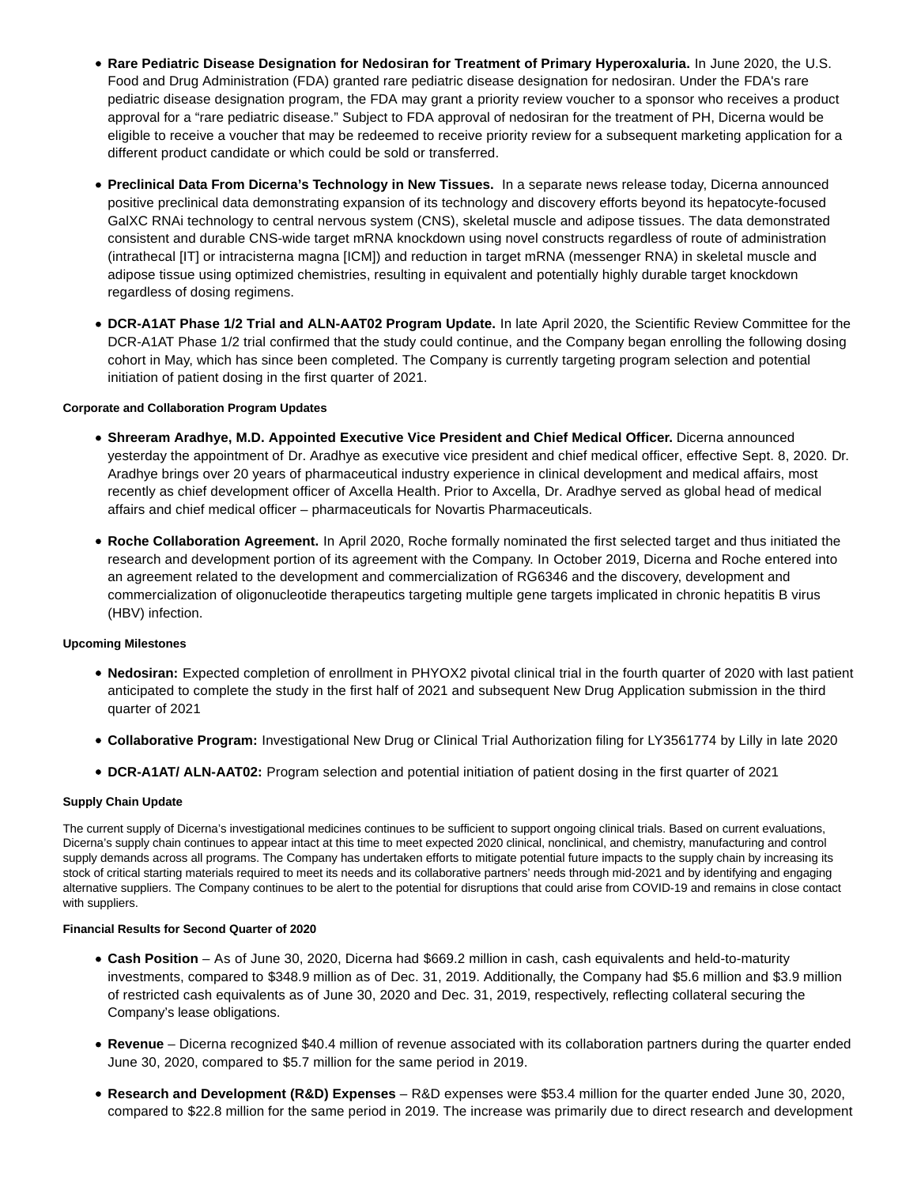- **Rare Pediatric Disease Designation for Nedosiran for Treatment of Primary Hyperoxaluria.** In June 2020, the U.S. Food and Drug Administration (FDA) granted rare pediatric disease designation for nedosiran. Under the FDA's rare pediatric disease designation program, the FDA may grant a priority review voucher to a sponsor who receives a product approval for a “rare pediatric disease.” Subject to FDA approval of nedosiran for the treatment of PH, Dicerna would be eligible to receive a voucher that may be redeemed to receive priority review for a subsequent marketing application for a different product candidate or which could be sold or transferred.

- **Preclinical Data From Dicerna’s Technology in New Tissues.** In a separate news release today, Dicerna announced positive preclinical data demonstrating expansion of its technology and discovery efforts beyond its hepatocyte-focused GalXC RNAi technology to central nervous system (CNS), skeletal muscle and adipose tissues. The data demonstrated consistent and durable CNS-wide target mRNA knockdown using novel constructs regardless of route of administration (intrathecal [IT] or intracisterna magna [ICM]) and reduction in target mRNA (messenger RNA) in skeletal muscle and adipose tissue using optimized chemistries, resulting in equivalent and potentially highly durable target knockdown regardless of dosing regimens.

- **DCR-A1AT Phase 1/2 Trial and ALN-AAT02 Program Update.** In late April 2020, the Scientific Review Committee for the DCR-A1AT Phase 1/2 trial confirmed that the study could continue, and the Company began enrolling the following dosing cohort in May, which has since been completed. The Company is currently targeting program selection and potential initiation of patient dosing in the first quarter of 2021.

#### Corporate and Collaboration Program Updates

- **Shreeram Aradhye, M.D. Appointed Executive Vice President and Chief Medical Officer.** Dicerna announced yesterday the appointment of Dr. Aradhye as executive vice president and chief medical officer, effective Sept. 8, 2020. Dr. Aradhye brings over 20 years of pharmaceutical industry experience in clinical development and medical affairs, most recently as chief development officer of Axcella Health. Prior to Axcella, Dr. Aradhye served as global head of medical affairs and chief medical officer – pharmaceuticals for Novartis Pharmaceuticals.

- **Roche Collaboration Agreement.** In April 2020, Roche formally nominated the first selected target and thus initiated the research and development portion of its agreement with the Company. In October 2019, Dicerna and Roche entered into an agreement related to the development and commercialization of RG6346 and the discovery, development and commercialization of oligonucleotide therapeutics targeting multiple gene targets implicated in chronic hepatitis B virus (HBV) infection.

#### Upcoming Milestones

- **Nedosiran:** Expected completion of enrollment in PHYOX2 pivotal clinical trial in the fourth quarter of 2020 with last patient anticipated to complete the study in the first half of 2021 and subsequent New Drug Application submission in the third quarter of 2021

- **Collaborative Program:** Investigational New Drug or Clinical Trial Authorization filing for LY3561774 by Lilly in late 2020

- **DCR-A1AT/ ALN-AAT02:** Program selection and potential initiation of patient dosing in the first quarter of 2021

#### Supply Chain Update

The current supply of Dicerna’s investigational medicines continues to be sufficient to support ongoing clinical trials. Based on current evaluations, Dicerna’s supply chain continues to appear intact at this time to meet expected 2020 clinical, nonclinical, and chemistry, manufacturing and control supply demands across all programs. The Company has undertaken efforts to mitigate potential future impacts to the supply chain by increasing its stock of critical starting materials required to meet its needs and its collaborative partners’ needs through mid-2021 and by identifying and engaging alternative suppliers. The Company continues to be alert to the potential for disruptions that could arise from COVID-19 and remains in close contact with suppliers.

#### Financial Results for Second Quarter of 2020

- **Cash Position** – As of June 30, 2020, Dicerna had $669.2 million in cash, cash equivalents and held-to-maturity investments, compared to $348.9 million as of Dec. 31, 2019. Additionally, the Company had $5.6 million and $3.9 million of restricted cash equivalents as of June 30, 2020 and Dec. 31, 2019, respectively, reflecting collateral securing the Company’s lease obligations.

- **Revenue** – Dicerna recognized $40.4 million of revenue associated with its collaboration partners during the quarter ended June 30, 2020, compared to $5.7 million for the same period in 2019.

- **Research and Development (R&D) Expenses** – R&D expenses were $53.4 million for the quarter ended June 30, 2020, compared to $22.8 million for the same period in 2019. The increase was primarily due to direct research and development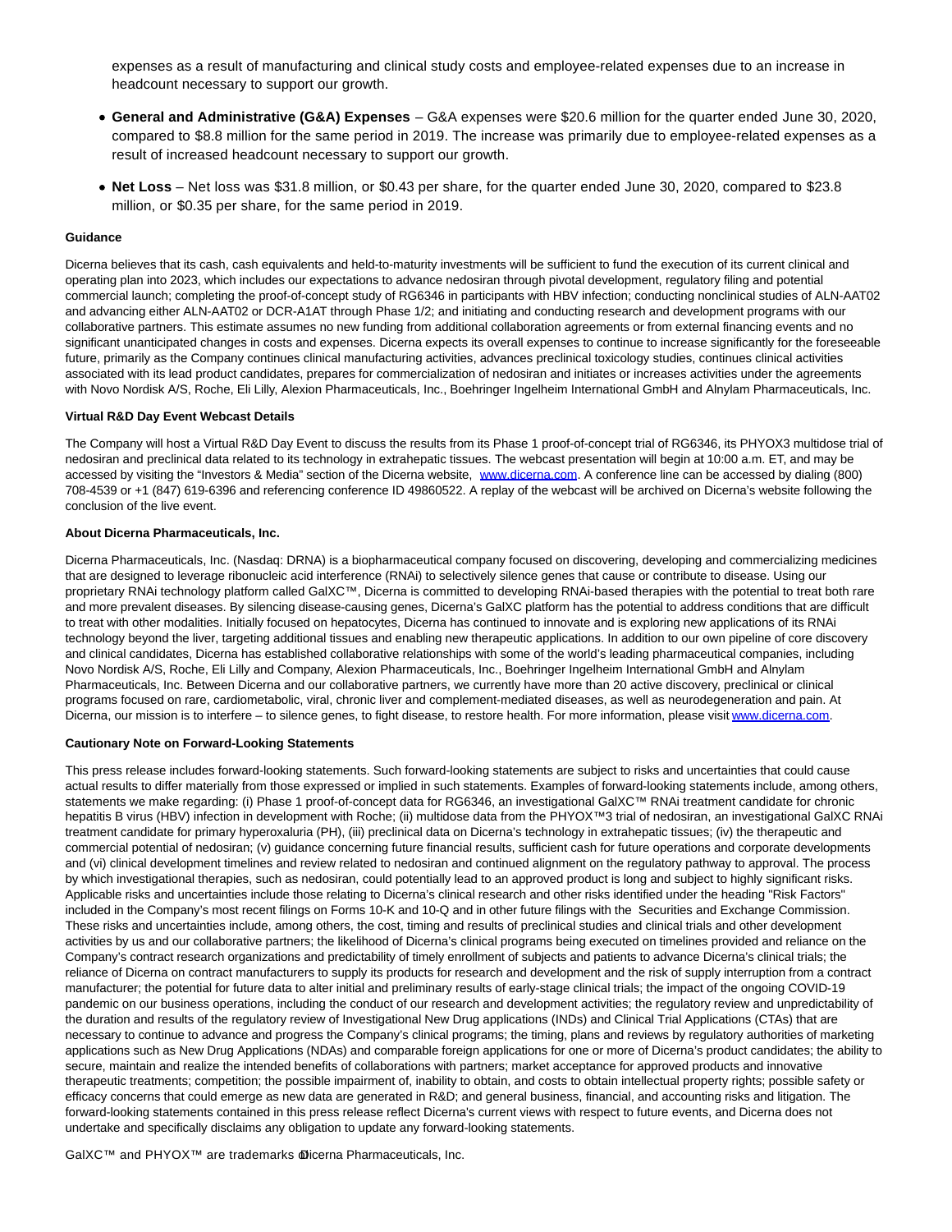expenses as a result of manufacturing and clinical study costs and employee-related expenses due to an increase in headcount necessary to support our growth.

- **General and Administrative (G&A) Expenses** – G&A expenses were $20.6 million for the quarter ended June 30, 2020, compared to $8.8 million for the same period in 2019. The increase was primarily due to employee-related expenses as a result of increased headcount necessary to support our growth.
- **Net Loss** – Net loss was $31.8 million, or $0.43 per share, for the quarter ended June 30, 2020, compared to $23.8 million, or $0.35 per share, for the same period in 2019.

**Guidance**

Dicerna believes that its cash, cash equivalents and held-to-maturity investments will be sufficient to fund the execution of its current clinical and operating plan into 2023, which includes our expectations to advance nedosiran through pivotal development, regulatory filing and potential commercial launch; completing the proof-of-concept study of RG6346 in participants with HBV infection; conducting nonclinical studies of ALN-AAT02 and advancing either ALN-AAT02 or DCR-A1AT through Phase 1/2; and initiating and conducting research and development programs with our collaborative partners. This estimate assumes no new funding from additional collaboration agreements or from external financing events and no significant unanticipated changes in costs and expenses. Dicerna expects its overall expenses to continue to increase significantly for the foreseeable future, primarily as the Company continues clinical manufacturing activities, advances preclinical toxicology studies, continues clinical activities associated with its lead product candidates, prepares for commercialization of nedosiran and initiates or increases activities under the agreements with Novo Nordisk A/S, Roche, Eli Lilly, Alexion Pharmaceuticals, Inc., Boehringer Ingelheim International GmbH and Alnylam Pharmaceuticals, Inc.

**Virtual R&D Day Event Webcast Details**

The Company will host a Virtual R&D Day Event to discuss the results from its Phase 1 proof-of-concept trial of RG6346, its PHYOX3 multidose trial of nedosiran and preclinical data related to its technology in extrahepatic tissues. The webcast presentation will begin at 10:00 a.m. ET, and may be accessed by visiting the "Investors & Media" section of the Dicerna website, www.dicerna.com. A conference line can be accessed by dialing (800) 708-4539 or +1 (847) 619-6396 and referencing conference ID 49860522. A replay of the webcast will be archived on Dicerna's website following the conclusion of the live event.

**About Dicerna Pharmaceuticals, Inc.**

Dicerna Pharmaceuticals, Inc. (Nasdaq: DRNA) is a biopharmaceutical company focused on discovering, developing and commercializing medicines that are designed to leverage ribonucleic acid interference (RNAi) to selectively silence genes that cause or contribute to disease. Using our proprietary RNAi technology platform called GalXC™, Dicerna is committed to developing RNAi-based therapies with the potential to treat both rare and more prevalent diseases. By silencing disease-causing genes, Dicerna's GalXC platform has the potential to address conditions that are difficult to treat with other modalities. Initially focused on hepatocytes, Dicerna has continued to innovate and is exploring new applications of its RNAi technology beyond the liver, targeting additional tissues and enabling new therapeutic applications. In addition to our own pipeline of core discovery and clinical candidates, Dicerna has established collaborative relationships with some of the world's leading pharmaceutical companies, including Novo Nordisk A/S, Roche, Eli Lilly and Company, Alexion Pharmaceuticals, Inc., Boehringer Ingelheim International GmbH and Alnylam Pharmaceuticals, Inc. Between Dicerna and our collaborative partners, we currently have more than 20 active discovery, preclinical or clinical programs focused on rare, cardiometabolic, viral, chronic liver and complement-mediated diseases, as well as neurodegeneration and pain. At Dicerna, our mission is to interfere – to silence genes, to fight disease, to restore health. For more information, please visit www.dicerna.com.

**Cautionary Note on Forward-Looking Statements**

This press release includes forward-looking statements. Such forward-looking statements are subject to risks and uncertainties that could cause actual results to differ materially from those expressed or implied in such statements. Examples of forward-looking statements include, among others, statements we make regarding: (i) Phase 1 proof-of-concept data for RG6346, an investigational GalXC™ RNAi treatment candidate for chronic hepatitis B virus (HBV) infection in development with Roche; (ii) multidose data from the PHYOX™3 trial of nedosiran, an investigational GalXC RNAi treatment candidate for primary hyperoxaluria (PH), (iii) preclinical data on Dicerna's technology in extrahepatic tissues; (iv) the therapeutic and commercial potential of nedosiran; (v) guidance concerning future financial results, sufficient cash for future operations and corporate developments and (vi) clinical development timelines and review related to nedosiran and continued alignment on the regulatory pathway to approval. The process by which investigational therapies, such as nedosiran, could potentially lead to an approved product is long and subject to highly significant risks. Applicable risks and uncertainties include those relating to Dicerna's clinical research and other risks identified under the heading "Risk Factors" included in the Company's most recent filings on Forms 10-K and 10-Q and in other future filings with the Securities and Exchange Commission. These risks and uncertainties include, among others, the cost, timing and results of preclinical studies and clinical trials and other development activities by us and our collaborative partners; the likelihood of Dicerna's clinical programs being executed on timelines provided and reliance on the Company's contract research organizations and predictability of timely enrollment of subjects and patients to advance Dicerna's clinical trials; the reliance of Dicerna on contract manufacturers to supply its products for research and development and the risk of supply interruption from a contract manufacturer; the potential for future data to alter initial and preliminary results of early-stage clinical trials; the impact of the ongoing COVID-19 pandemic on our business operations, including the conduct of our research and development activities; the regulatory review and unpredictability of the duration and results of the regulatory review of Investigational New Drug applications (INDs) and Clinical Trial Applications (CTAs) that are necessary to continue to advance and progress the Company's clinical programs; the timing, plans and reviews by regulatory authorities of marketing applications such as New Drug Applications (NDAs) and comparable foreign applications for one or more of Dicerna's product candidates; the ability to secure, maintain and realize the intended benefits of collaborations with partners; market acceptance for approved products and innovative therapeutic treatments; competition; the possible impairment of, inability to obtain, and costs to obtain intellectual property rights; possible safety or efficacy concerns that could emerge as new data are generated in R&D; and general business, financial, and accounting risks and litigation. The forward-looking statements contained in this press release reflect Dicerna's current views with respect to future events, and Dicerna does not undertake and specifically disclaims any obligation to update any forward-looking statements.

GalXC™ and PHYOX™ are trademarks of Dicerna Pharmaceuticals, Inc.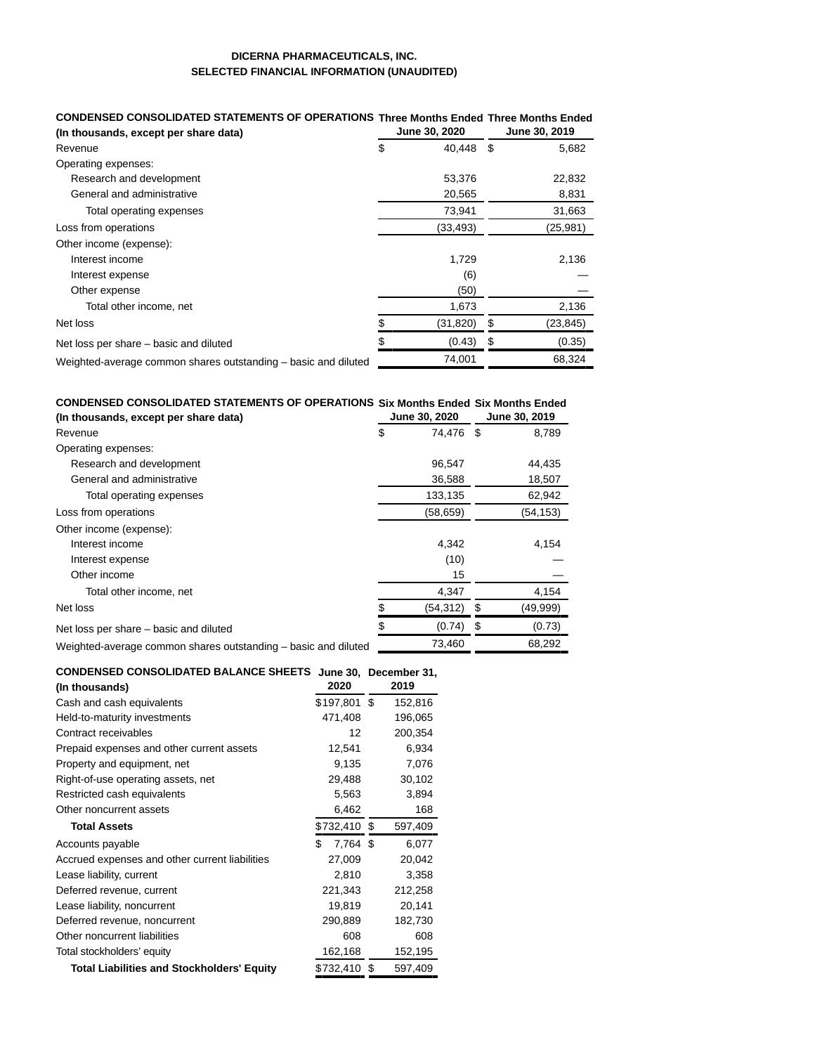**DICERNA PHARMACEUTICALS, INC.**
**SELECTED FINANCIAL INFORMATION (UNAUDITED)**

| **CONDENSED CONSOLIDATED STATEMENTS OF OPERATIONS (In thousands, except per share data)** | **Three Months Ended June 30, 2020** | **Three Months Ended June 30, 2019** |
|---|---|---|
| Revenue | $ 40,448 | $ 5,682 |
| Operating expenses: | | |
| Research and development | 53,376 | 22,832 |
| General and administrative | 20,565 | 8,831 |
| Total operating expenses | 73,941 | 31,663 |
| Loss from operations | (33,493) | (25,981) |
| Other income (expense): | | |
| Interest income | 1,729 | 2,136 |
| Interest expense | (6) | — |
| Other expense | (50) | — |
| Total other income, net | 1,673 | 2,136 |
| Net loss | $ (31,820) | $ (23,845) |
| Net loss per share – basic and diluted | $ (0.43) | $ (0.35) |
| Weighted-average common shares outstanding – basic and diluted | 74,001 | 68,324 |

| **CONDENSED CONSOLIDATED STATEMENTS OF OPERATIONS (In thousands, except per share data)** | **Six Months Ended June 30, 2020** | **Six Months Ended June 30, 2019** |
|---|---|---|
| Revenue | $ 74,476 | $ 8,789 |
| Operating expenses: | | |
| Research and development | 96,547 | 44,435 |
| General and administrative | 36,588 | 18,507 |
| Total operating expenses | 133,135 | 62,942 |
| Loss from operations | (58,659) | (54,153) |
| Other income (expense): | | |
| Interest income | 4,342 | 4,154 |
| Interest expense | (10) | — |
| Other income | 15 | — |
| Total other income, net | 4,347 | 4,154 |
| Net loss | $ (54,312) | $ (49,999) |
| Net loss per share – basic and diluted | $ (0.74) | $ (0.73) |
| Weighted-average common shares outstanding – basic and diluted | 73,460 | 68,292 |

| **CONDENSED CONSOLIDATED BALANCE SHEETS (In thousands)** | **June 30, 2020** | **December 31, 2019** |
|---|---|---|
| Cash and cash equivalents | $197,801 | $ 152,816 |
| Held-to-maturity investments | 471,408 | 196,065 |
| Contract receivables | 12 | 200,354 |
| Prepaid expenses and other current assets | 12,541 | 6,934 |
| Property and equipment, net | 9,135 | 7,076 |
| Right-of-use operating assets, net | 29,488 | 30,102 |
| Restricted cash equivalents | 5,563 | 3,894 |
| Other noncurrent assets | 6,462 | 168 |
| **Total Assets** | $732,410 | $ 597,409 |
| Accounts payable | $ 7,764 | $ 6,077 |
| Accrued expenses and other current liabilities | 27,009 | 20,042 |
| Lease liability, current | 2,810 | 3,358 |
| Deferred revenue, current | 221,343 | 212,258 |
| Lease liability, noncurrent | 19,819 | 20,141 |
| Deferred revenue, noncurrent | 290,889 | 182,730 |
| Other noncurrent liabilities | 608 | 608 |
| Total stockholders' equity | 162,168 | 152,195 |
| **Total Liabilities and Stockholders' Equity** | $732,410 | $ 597,409 |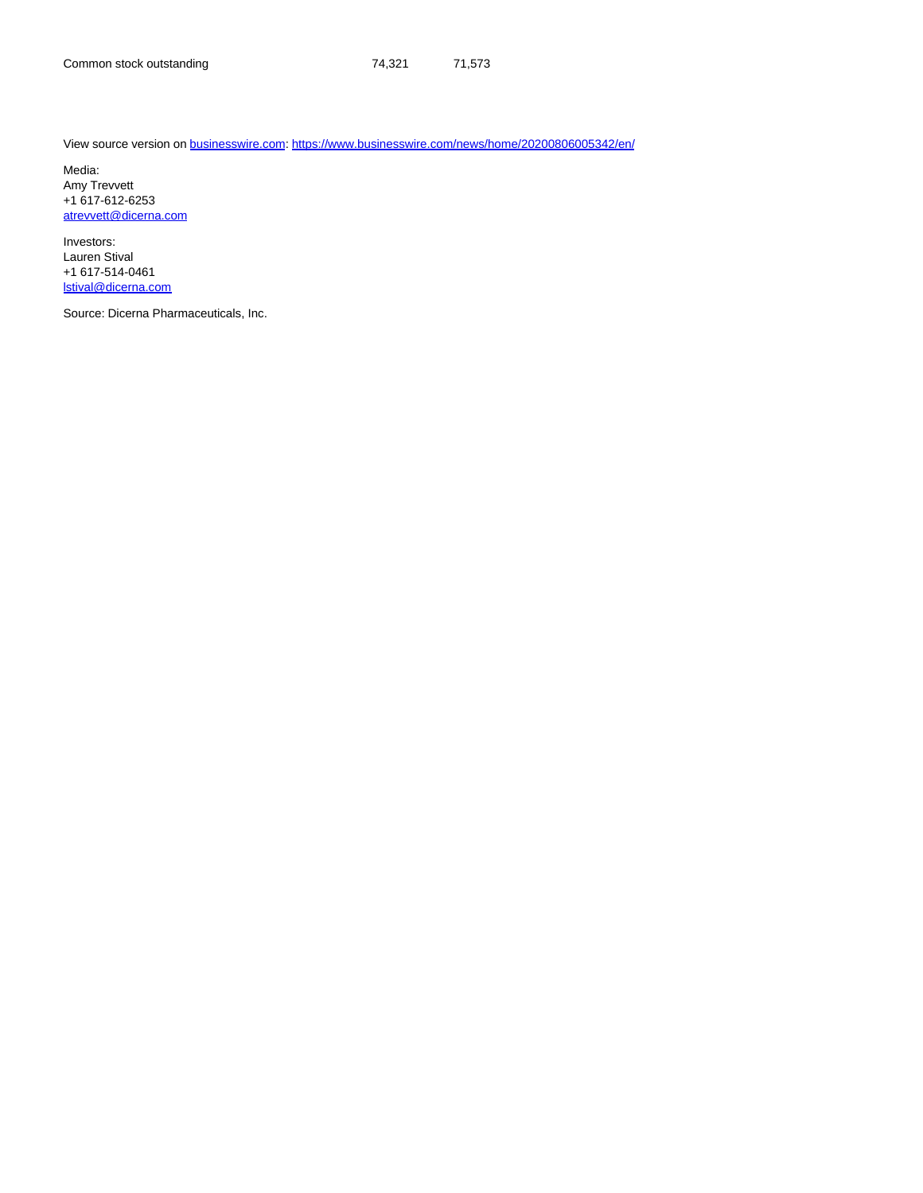| | | |
|---|---|---|
| Common stock outstanding | 74,321 | 71,573 |

View source version on businesswire.com: https://www.businesswire.com/news/home/20200806005342/en/

Media:
Amy Trevvett
+1 617-612-6253
atrevvett@dicerna.com

Investors:
Lauren Stival
+1 617-514-0461
lstival@dicerna.com

Source: Dicerna Pharmaceuticals, Inc.